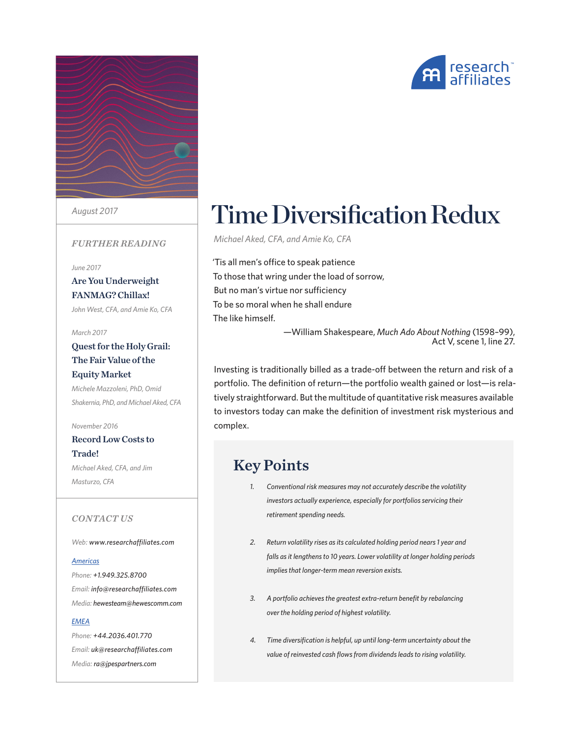August 2017

# Time Diversification Redux

*Michael Aked, CFA, and Amie Ko, CFA*

'Tis all men's office to speak patience
To those that wring under the load of sorrow,
But no man's virtue nor sufficiency
To be so moral when he shall endure
The like himself.

—William Shakespeare, *Much Ado About Nothing* (1598–99), Act V, scene 1, line 27.

Investing is traditionally billed as a trade-off between the return and risk of a portfolio. The definition of return—the portfolio wealth gained or lost—is relatively straightforward. But the multitude of quantitative risk measures available to investors today can make the definition of investment risk mysterious and complex.

## Key Points

1. *Conventional risk measures may not accurately describe the volatility investors actually experience, especially for portfolios servicing their retirement spending needs.*
2. *Return volatility rises as its calculated holding period nears 1 year and falls as it lengthens to 10 years. Lower volatility at longer holding periods implies that longer-term mean reversion exists.*
3. *A portfolio achieves the greatest extra-return benefit by rebalancing over the holding period of highest volatility.*
4. *Time diversification is helpful, up until long-term uncertainty about the value of reinvested cash flows from dividends leads to rising volatility.*

### FURTHER READING

June 2017
**Are You Underweight FANMAG? Chillax!**
John West, CFA, and Amie Ko, CFA

March 2017
**Quest for the Holy Grail: The Fair Value of the Equity Market**
Michele Mazzoleni, PhD, Omid Shakernia, PhD, and Michael Aked, CFA

November 2016
**Record Low Costs to Trade!**
Michael Aked, CFA, and Jim Masturzo, CFA

### CONTACT US

Web: www.researchaffiliates.com

Americas
Phone: +1.949.325.8700
Email: info@researchaffiliates.com
Media: hewesteam@hewescomm.com

EMEA
Phone: +44.2036.401.770
Email: uk@researchaffiliates.com
Media: ra@jpespartners.com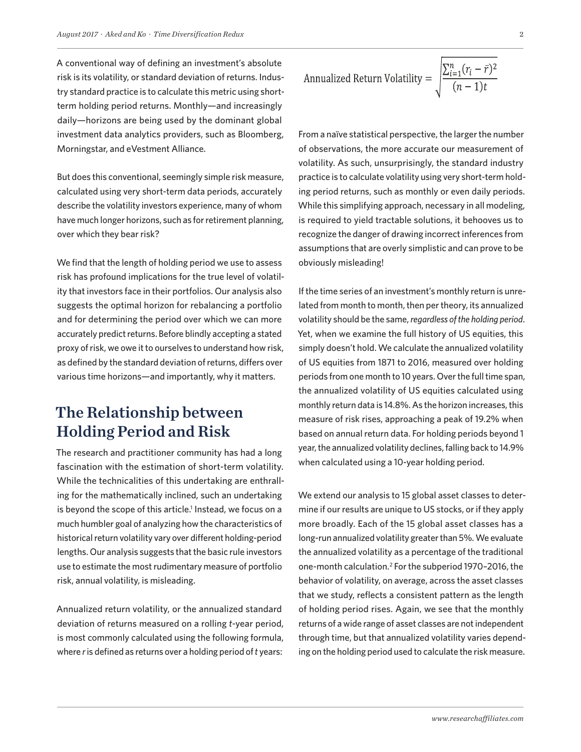A conventional way of defining an investment's absolute risk is its volatility, or standard deviation of returns. Industry standard practice is to calculate this metric using short-term holding period returns. Monthly—and increasingly daily—horizons are being used by the dominant global investment data analytics providers, such as Bloomberg, Morningstar, and eVestment Alliance.

But does this conventional, seemingly simple risk measure, calculated using very short-term data periods, accurately describe the volatility investors experience, many of whom have much longer horizons, such as for retirement planning, over which they bear risk?

We find that the length of holding period we use to assess risk has profound implications for the true level of volatility that investors face in their portfolios. Our analysis also suggests the optimal horizon for rebalancing a portfolio and for determining the period over which we can more accurately predict returns. Before blindly accepting a stated proxy of risk, we owe it to ourselves to understand how risk, as defined by the standard deviation of returns, differs over various time horizons—and importantly, why it matters.

## The Relationship between Holding Period and Risk

The research and practitioner community has had a long fascination with the estimation of short-term volatility. While the technicalities of this undertaking are enthralling for the mathematically inclined, such an undertaking is beyond the scope of this article.[1] Instead, we focus on a much humbler goal of analyzing how the characteristics of historical return volatility vary over different holding-period lengths. Our analysis suggests that the basic rule investors use to estimate the most rudimentary measure of portfolio risk, annual volatility, is misleading.

Annualized return volatility, or the annualized standard deviation of returns measured on a rolling $t$-year period, is most commonly calculated using the following formula, where $r$ is defined as returns over a holding period of $t$ years:

$$\text{Annualized Return Volatility} = \sqrt{\frac{\sum_{i=1}^{n}(r_i - \bar{r})^2}{(n-1)t}}$$

From a naïve statistical perspective, the larger the number of observations, the more accurate our measurement of volatility. As such, unsurprisingly, the standard industry practice is to calculate volatility using very short-term holding period returns, such as monthly or even daily periods. While this simplifying approach, necessary in all modeling, is required to yield tractable solutions, it behooves us to recognize the danger of drawing incorrect inferences from assumptions that are overly simplistic and can prove to be obviously misleading!

If the time series of an investment's monthly return is unrelated from month to month, then per theory, its annualized volatility should be the same, *regardless of the holding period*. Yet, when we examine the full history of US equities, this simply doesn't hold. We calculate the annualized volatility of US equities from 1871 to 2016, measured over holding periods from one month to 10 years. Over the full time span, the annualized volatility of US equities calculated using monthly return data is 14.8%. As the horizon increases, this measure of risk rises, approaching a peak of 19.2% when based on annual return data. For holding periods beyond 1 year, the annualized volatility declines, falling back to 14.9% when calculated using a 10-year holding period.

We extend our analysis to 15 global asset classes to determine if our results are unique to US stocks, or if they apply more broadly. Each of the 15 global asset classes has a long-run annualized volatility greater than 5%. We evaluate the annualized volatility as a percentage of the traditional one-month calculation.[2] For the subperiod 1970–2016, the behavior of volatility, on average, across the asset classes that we study, reflects a consistent pattern as the length of holding period rises. Again, we see that the monthly returns of a wide range of asset classes are not independent through time, but that annualized volatility varies depending on the holding period used to calculate the risk measure.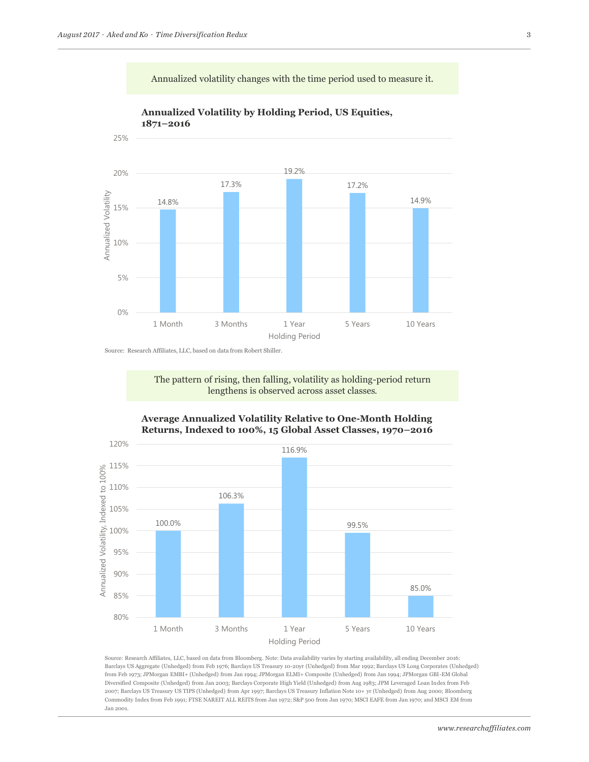Annualized volatility changes with the time period used to measure it.

**Annualized Volatility by Holding Period, US Equities, 1871–2016**

| Holding Period | Annualized Volatility |
|---|---|
| 1 Month | 14.8% |
| 3 Months | 17.3% |
| 1 Year | 19.2% |
| 5 Years | 17.2% |
| 10 Years | 14.9% |

Source: Research Affiliates, LLC, based on data from Robert Shiller.

The pattern of rising, then falling, volatility as holding-period return lengthens is observed across asset classes.

**Average Annualized Volatility Relative to One-Month Holding Returns, Indexed to 100%, 15 Global Asset Classes, 1970–2016**

| Holding Period | Annualized Volatility, Indexed to 100% |
|---|---|
| 1 Month | 100.0% |
| 3 Months | 106.3% |
| 1 Year | 116.9% |
| 5 Years | 99.5% |
| 10 Years | 85.0% |

Source: Research Affiliates, LLC, based on data from Bloomberg. Note: Data availability varies by starting availability, all ending December 2016: Barclays US Aggregate (Unhedged) from Feb 1976; Barclays US Treasury 10-20yr (Unhedged) from Mar 1992; Barclays US Long Corporates (Unhedged) from Feb 1973; JPMorgan EMBI+ (Unhedged) from Jan 1994; JPMorgan ELMI+ Composite (Unhedged) from Jan 1994; JPMorgan GBI-EM Global Diversified Composite (Unhedged) from Jan 2003; Barclays Corporate High Yield (Unhedged) from Aug 1983; JPM Leveraged Loan Index from Feb 2007; Barclays US Treasury US TIPS (Unhedged) from Apr 1997; Barclays US Treasury Inflation Note 10+ yr (Unhedged) from Aug 2000; Bloomberg Commodity Index from Feb 1991; FTSE NAREIT ALL REITS from Jan 1972; S&P 500 from Jan 1970; MSCI EAFE from Jan 1970; and MSCI EM from Jan 2001.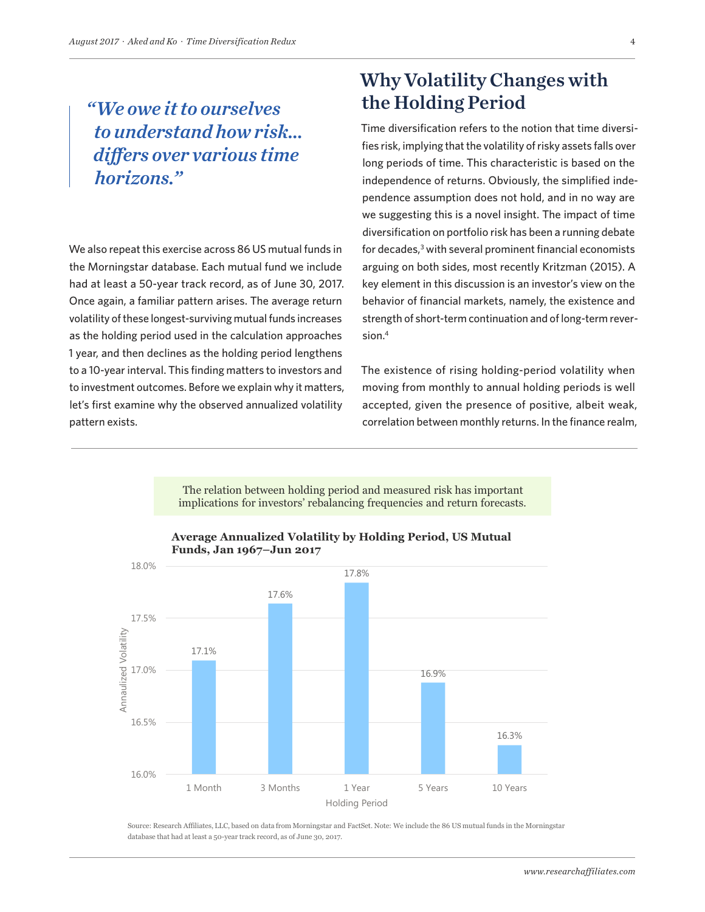> *"We owe it to ourselves to understand how risk... differs over various time horizons."*

We also repeat this exercise across 86 US mutual funds in the Morningstar database. Each mutual fund we include had at least a 50-year track record, as of June 30, 2017. Once again, a familiar pattern arises. The average return volatility of these longest-surviving mutual funds increases as the holding period used in the calculation approaches 1 year, and then declines as the holding period lengthens to a 10-year interval. This finding matters to investors and to investment outcomes. Before we explain why it matters, let's first examine why the observed annualized volatility pattern exists.

## Why Volatility Changes with the Holding Period

Time diversification refers to the notion that time diversifies risk, implying that the volatility of risky assets falls over long periods of time. This characteristic is based on the independence of returns. Obviously, the simplified independence assumption does not hold, and in no way are we suggesting this is a novel insight. The impact of time diversification on portfolio risk has been a running debate for decades,[3] with several prominent financial economists arguing on both sides, most recently Kritzman (2015). A key element in this discussion is an investor's view on the behavior of financial markets, namely, the existence and strength of short-term continuation and of long-term reversion.[4]

The existence of rising holding-period volatility when moving from monthly to annual holding periods is well accepted, given the presence of positive, albeit weak, correlation between monthly returns. In the finance realm,

The relation between holding period and measured risk has important implications for investors' rebalancing frequencies and return forecasts.

**Average Annualized Volatility by Holding Period, US Mutual Funds, Jan 1967–Jun 2017**

| Holding Period | Annualized Volatility |
|---|---|
| 1 Month | 17.1% |
| 3 Months | 17.6% |
| 1 Year | 17.8% |
| 5 Years | 16.9% |
| 10 Years | 16.3% |

Source: Research Affiliates, LLC, based on data from Morningstar and FactSet. Note: We include the 86 US mutual funds in the Morningstar database that had at least a 50-year track record, as of June 30, 2017.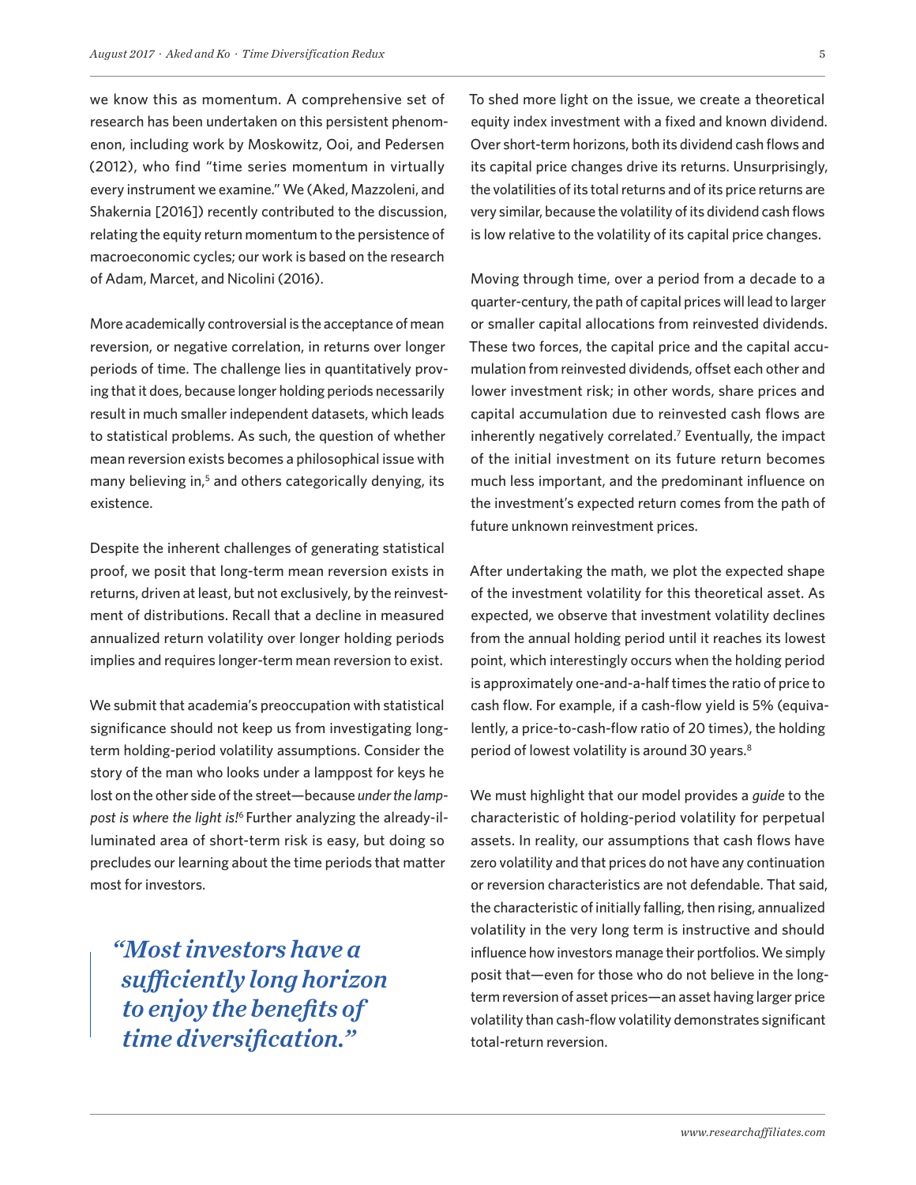we know this as momentum. A comprehensive set of research has been undertaken on this persistent phenomenon, including work by Moskowitz, Ooi, and Pedersen (2012), who find "time series momentum in virtually every instrument we examine." We (Aked, Mazzoleni, and Shakernia [2016]) recently contributed to the discussion, relating the equity return momentum to the persistence of macroeconomic cycles; our work is based on the research of Adam, Marcet, and Nicolini (2016).

More academically controversial is the acceptance of mean reversion, or negative correlation, in returns over longer periods of time. The challenge lies in quantitatively proving that it does, because longer holding periods necessarily result in much smaller independent datasets, which leads to statistical problems. As such, the question of whether mean reversion exists becomes a philosophical issue with many believing in,[5] and others categorically denying, its existence.

Despite the inherent challenges of generating statistical proof, we posit that long-term mean reversion exists in returns, driven at least, but not exclusively, by the reinvestment of distributions. Recall that a decline in measured annualized return volatility over longer holding periods implies and requires longer-term mean reversion to exist.

We submit that academia's preoccupation with statistical significance should not keep us from investigating long-term holding-period volatility assumptions. Consider the story of the man who looks under a lamppost for keys he lost on the other side of the street—because *under the lamppost is where the light is!*[6] Further analyzing the already-illuminated area of short-term risk is easy, but doing so precludes our learning about the time periods that matter most for investors.

> ***"Most investors have a sufficiently long horizon to enjoy the benefits of time diversification."***

To shed more light on the issue, we create a theoretical equity index investment with a fixed and known dividend. Over short-term horizons, both its dividend cash flows and its capital price changes drive its returns. Unsurprisingly, the volatilities of its total returns and of its price returns are very similar, because the volatility of its dividend cash flows is low relative to the volatility of its capital price changes.

Moving through time, over a period from a decade to a quarter-century, the path of capital prices will lead to larger or smaller capital allocations from reinvested dividends. These two forces, the capital price and the capital accumulation from reinvested dividends, offset each other and lower investment risk; in other words, share prices and capital accumulation due to reinvested cash flows are inherently negatively correlated.[7] Eventually, the impact of the initial investment on its future return becomes much less important, and the predominant influence on the investment's expected return comes from the path of future unknown reinvestment prices.

After undertaking the math, we plot the expected shape of the investment volatility for this theoretical asset. As expected, we observe that investment volatility declines from the annual holding period until it reaches its lowest point, which interestingly occurs when the holding period is approximately one-and-a-half times the ratio of price to cash flow. For example, if a cash-flow yield is 5% (equivalently, a price-to-cash-flow ratio of 20 times), the holding period of lowest volatility is around 30 years.[8]

We must highlight that our model provides a *guide* to the characteristic of holding-period volatility for perpetual assets. In reality, our assumptions that cash flows have zero volatility and that prices do not have any continuation or reversion characteristics are not defendable. That said, the characteristic of initially falling, then rising, annualized volatility in the very long term is instructive and should influence how investors manage their portfolios. We simply posit that—even for those who do not believe in the long-term reversion of asset prices—an asset having larger price volatility than cash-flow volatility demonstrates significant total-return reversion.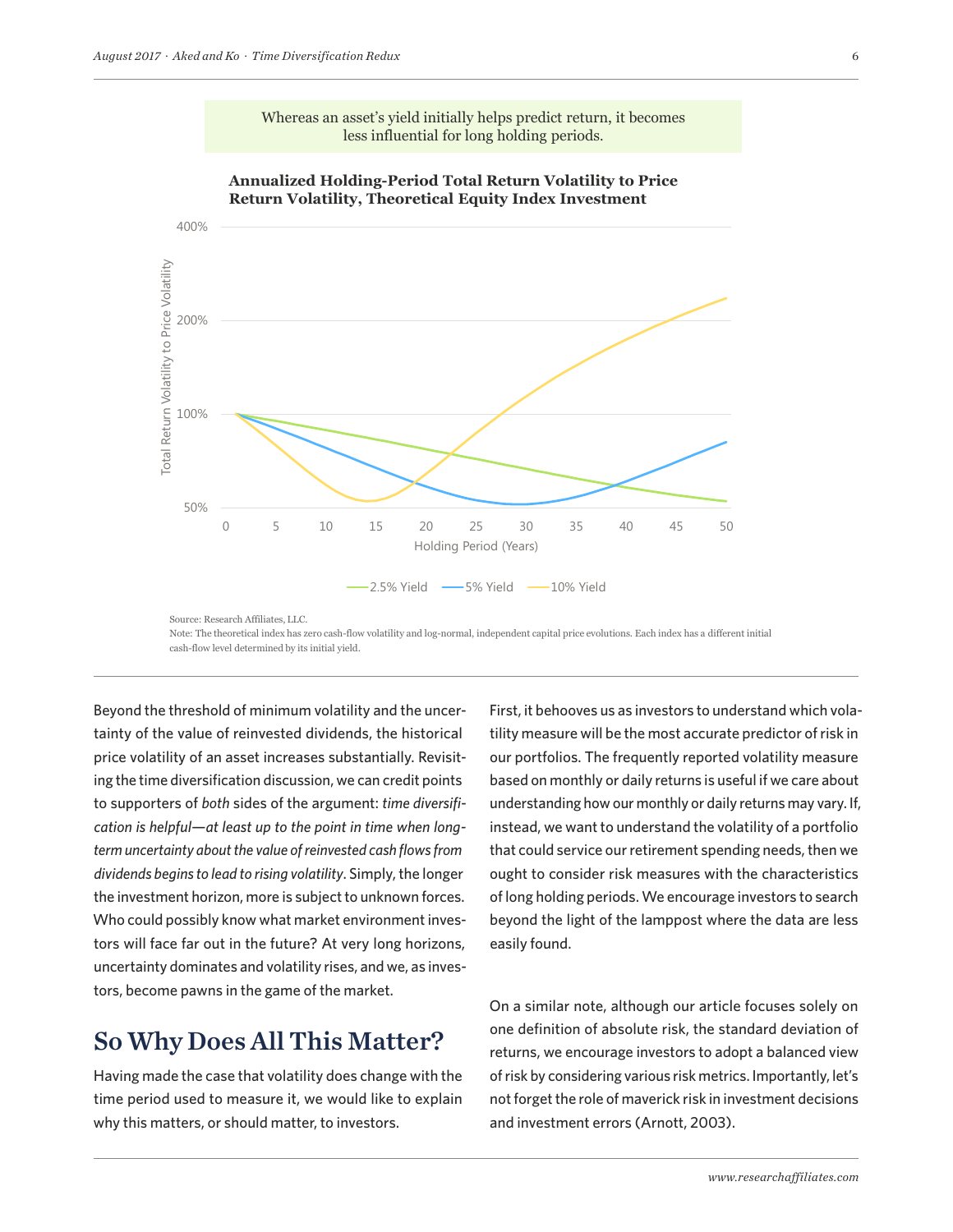Whereas an asset's yield initially helps predict return, it becomes less influential for long holding periods.

**Annualized Holding-Period Total Return Volatility to Price Return Volatility, Theoretical Equity Index Investment**

Source: Research Affiliates, LLC.
Note: The theoretical index has zero cash-flow volatility and log-normal, independent capital price evolutions. Each index has a different initial cash-flow level determined by its initial yield.

Beyond the threshold of minimum volatility and the uncertainty of the value of reinvested dividends, the historical price volatility of an asset increases substantially. Revisiting the time diversification discussion, we can credit points to supporters of *both* sides of the argument: *time diversification is helpful—at least up to the point in time when long-term uncertainty about the value of reinvested cash flows from dividends begins to lead to rising volatility*. Simply, the longer the investment horizon, more is subject to unknown forces. Who could possibly know what market environment investors will face far out in the future? At very long horizons, uncertainty dominates and volatility rises, and we, as investors, become pawns in the game of the market.

## So Why Does All This Matter?

Having made the case that volatility does change with the time period used to measure it, we would like to explain why this matters, or should matter, to investors.

First, it behooves us as investors to understand which volatility measure will be the most accurate predictor of risk in our portfolios. The frequently reported volatility measure based on monthly or daily returns is useful if we care about understanding how our monthly or daily returns may vary. If, instead, we want to understand the volatility of a portfolio that could service our retirement spending needs, then we ought to consider risk measures with the characteristics of long holding periods. We encourage investors to search beyond the light of the lamppost where the data are less easily found.

On a similar note, although our article focuses solely on one definition of absolute risk, the standard deviation of returns, we encourage investors to adopt a balanced view of risk by considering various risk metrics. Importantly, let's not forget the role of maverick risk in investment decisions and investment errors (Arnott, 2003).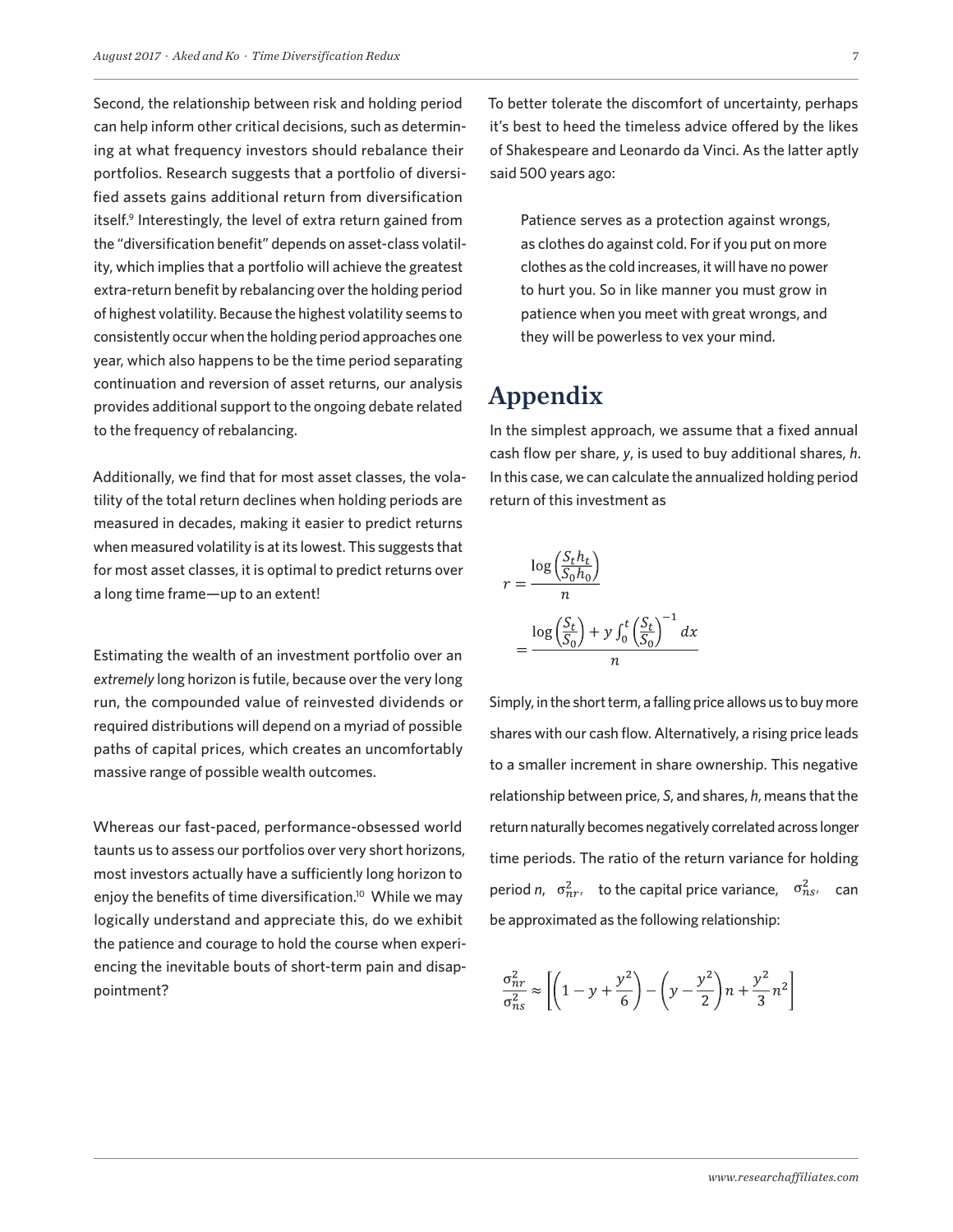Second, the relationship between risk and holding period can help inform other critical decisions, such as determining at what frequency investors should rebalance their portfolios. Research suggests that a portfolio of diversified assets gains additional return from diversification itself.[9] Interestingly, the level of extra return gained from the "diversification benefit" depends on asset-class volatility, which implies that a portfolio will achieve the greatest extra-return benefit by rebalancing over the holding period of highest volatility. Because the highest volatility seems to consistently occur when the holding period approaches one year, which also happens to be the time period separating continuation and reversion of asset returns, our analysis provides additional support to the ongoing debate related to the frequency of rebalancing.

Additionally, we find that for most asset classes, the volatility of the total return declines when holding periods are measured in decades, making it easier to predict returns when measured volatility is at its lowest. This suggests that for most asset classes, it is optimal to predict returns over a long time frame—up to an extent!

Estimating the wealth of an investment portfolio over an *extremely* long horizon is futile, because over the very long run, the compounded value of reinvested dividends or required distributions will depend on a myriad of possible paths of capital prices, which creates an uncomfortably massive range of possible wealth outcomes.

Whereas our fast-paced, performance-obsessed world taunts us to assess our portfolios over very short horizons, most investors actually have a sufficiently long horizon to enjoy the benefits of time diversification.[10] While we may logically understand and appreciate this, do we exhibit the patience and courage to hold the course when experiencing the inevitable bouts of short-term pain and disappointment?

To better tolerate the discomfort of uncertainty, perhaps it's best to heed the timeless advice offered by the likes of Shakespeare and Leonardo da Vinci. As the latter aptly said 500 years ago:

> Patience serves as a protection against wrongs, as clothes do against cold. For if you put on more clothes as the cold increases, it will have no power to hurt you. So in like manner you must grow in patience when you meet with great wrongs, and they will be powerless to vex your mind.

# Appendix

In the simplest approach, we assume that a fixed annual cash flow per share, $y$, is used to buy additional shares, $h$. In this case, we can calculate the annualized holding period return of this investment as

$$r = \frac{\log\left(\frac{S_t h_t}{S_0 h_0}\right)}{n}$$

$$= \frac{\log\left(\frac{S_t}{S_0}\right) + y\int_0^t \left(\frac{S_t}{S_0}\right)^{-1} dx}{n}$$

Simply, in the short term, a falling price allows us to buy more shares with our cash flow. Alternatively, a rising price leads to a smaller increment in share ownership. This negative relationship between price, $S$, and shares, $h$, means that the return naturally becomes negatively correlated across longer time periods. The ratio of the return variance for holding period $n$, $\sigma^2_{nr}$, to the capital price variance, $\sigma^2_{ns}$, can be approximated as the following relationship:

$$\frac{\sigma^2_{nr}}{\sigma^2_{ns}} \approx \left[\left(1 - y + \frac{y^2}{6}\right) - \left(y - \frac{y^2}{2}\right)n + \frac{y^2}{3}n^2\right]$$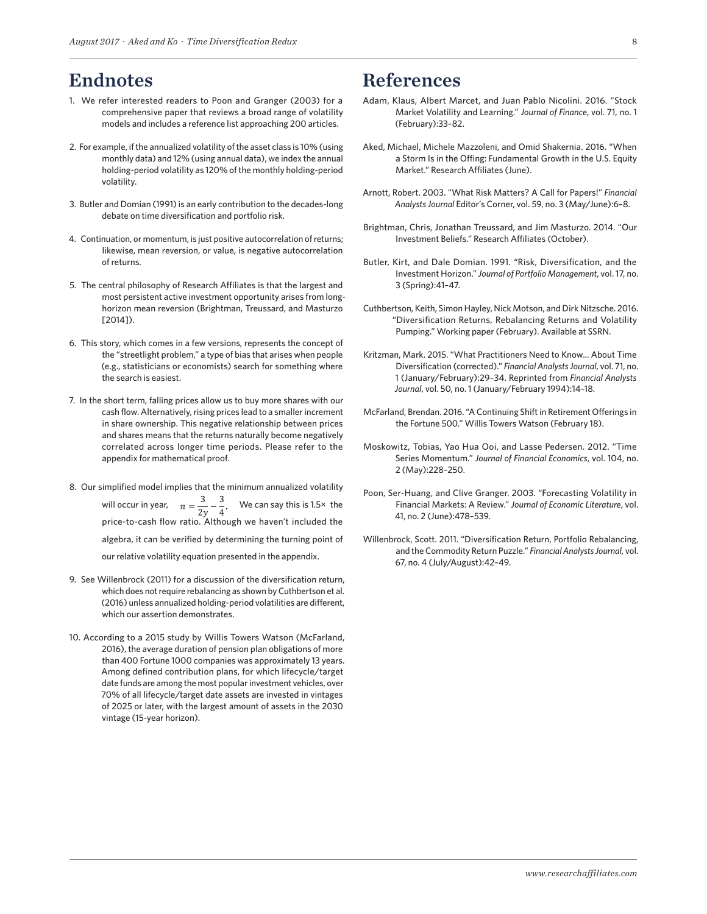# Endnotes

1. We refer interested readers to Poon and Granger (2003) for a comprehensive paper that reviews a broad range of volatility models and includes a reference list approaching 200 articles.

2. For example, if the annualized volatility of the asset class is 10% (using monthly data) and 12% (using annual data), we index the annual holding-period volatility as 120% of the monthly holding-period volatility.

3. Butler and Domian (1991) is an early contribution to the decades-long debate on time diversification and portfolio risk.

4. Continuation, or momentum, is just positive autocorrelation of returns; likewise, mean reversion, or value, is negative autocorrelation of returns.

5. The central philosophy of Research Affiliates is that the largest and most persistent active investment opportunity arises from long-horizon mean reversion (Brightman, Treussard, and Masturzo [2014]).

6. This story, which comes in a few versions, represents the concept of the "streetlight problem," a type of bias that arises when people (e.g., statisticians or economists) search for something where the search is easiest.

7. In the short term, falling prices allow us to buy more shares with our cash flow. Alternatively, rising prices lead to a smaller increment in share ownership. This negative relationship between prices and shares means that the returns naturally become negatively correlated across longer time periods. Please refer to the appendix for mathematical proof.

8. Our simplified model implies that the minimum annualized volatility will occur in year, $n = \frac{3}{2y} - \frac{3}{4}$. We can say this is 1.5× the price-to-cash flow ratio. Although we haven't included the algebra, it can be verified by determining the turning point of our relative volatility equation presented in the appendix.

9. See Willenbrock (2011) for a discussion of the diversification return, which does not require rebalancing as shown by Cuthbertson et al. (2016) unless annualized holding-period volatilities are different, which our assertion demonstrates.

10. According to a 2015 study by Willis Towers Watson (McFarland, 2016), the average duration of pension plan obligations of more than 400 Fortune 1000 companies was approximately 13 years. Among defined contribution plans, for which lifecycle/target date funds are among the most popular investment vehicles, over 70% of all lifecycle/target date assets are invested in vintages of 2025 or later, with the largest amount of assets in the 2030 vintage (15-year horizon).

# References

Adam, Klaus, Albert Marcet, and Juan Pablo Nicolini. 2016. "Stock Market Volatility and Learning." *Journal of Finance*, vol. 71, no. 1 (February):33–82.

Aked, Michael, Michele Mazzoleni, and Omid Shakernia. 2016. "When a Storm Is in the Offing: Fundamental Growth in the U.S. Equity Market." Research Affiliates (June).

Arnott, Robert. 2003. "What Risk Matters? A Call for Papers!" *Financial Analysts Journal* Editor's Corner, vol. 59, no. 3 (May/June):6–8.

Brightman, Chris, Jonathan Treussard, and Jim Masturzo. 2014. "Our Investment Beliefs." Research Affiliates (October).

Butler, Kirt, and Dale Domian. 1991. "Risk, Diversification, and the Investment Horizon." *Journal of Portfolio Management*, vol. 17, no. 3 (Spring):41–47.

Cuthbertson, Keith, Simon Hayley, Nick Motson, and Dirk Nitzsche. 2016. "Diversification Returns, Rebalancing Returns and Volatility Pumping." Working paper (February). Available at SSRN.

Kritzman, Mark. 2015. "What Practitioners Need to Know... About Time Diversification (corrected)." *Financial Analysts Journal*, vol. 71, no. 1 (January/February):29–34. Reprinted from *Financial Analysts Journal*, vol. 50, no. 1 (January/February 1994):14–18.

McFarland, Brendan. 2016. "A Continuing Shift in Retirement Offerings in the Fortune 500." Willis Towers Watson (February 18).

Moskowitz, Tobias, Yao Hua Ooi, and Lasse Pedersen. 2012. "Time Series Momentum." *Journal of Financial Economics*, vol. 104, no. 2 (May):228–250.

Poon, Ser-Huang, and Clive Granger. 2003. "Forecasting Volatility in Financial Markets: A Review." *Journal of Economic Literature*, vol. 41, no. 2 (June):478–539.

Willenbrock, Scott. 2011. "Diversification Return, Portfolio Rebalancing, and the Commodity Return Puzzle." *Financial Analysts Journal*, vol. 67, no. 4 (July/August):42–49.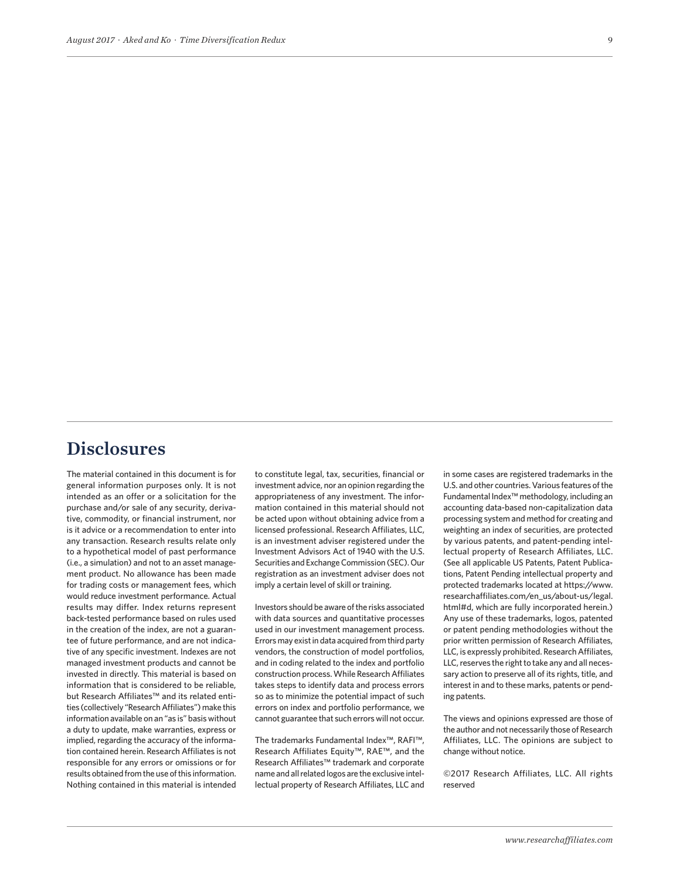## Disclosures

The material contained in this document is for general information purposes only. It is not intended as an offer or a solicitation for the purchase and/or sale of any security, derivative, commodity, or financial instrument, nor is it advice or a recommendation to enter into any transaction. Research results relate only to a hypothetical model of past performance (i.e., a simulation) and not to an asset management product. No allowance has been made for trading costs or management fees, which would reduce investment performance. Actual results may differ. Index returns represent back-tested performance based on rules used in the creation of the index, are not a guarantee of future performance, and are not indicative of any specific investment. Indexes are not managed investment products and cannot be invested in directly. This material is based on information that is considered to be reliable, but Research Affiliates™ and its related entities (collectively "Research Affiliates") make this information available on an "as is" basis without a duty to update, make warranties, express or implied, regarding the accuracy of the information contained herein. Research Affiliates is not responsible for any errors or omissions or for results obtained from the use of this information. Nothing contained in this material is intended to constitute legal, tax, securities, financial or investment advice, nor an opinion regarding the appropriateness of any investment. The information contained in this material should not be acted upon without obtaining advice from a licensed professional. Research Affiliates, LLC, is an investment adviser registered under the Investment Advisors Act of 1940 with the U.S. Securities and Exchange Commission (SEC). Our registration as an investment adviser does not imply a certain level of skill or training.

Investors should be aware of the risks associated with data sources and quantitative processes used in our investment management process. Errors may exist in data acquired from third party vendors, the construction of model portfolios, and in coding related to the index and portfolio construction process. While Research Affiliates takes steps to identify data and process errors so as to minimize the potential impact of such errors on index and portfolio performance, we cannot guarantee that such errors will not occur.

The trademarks Fundamental Index™, RAFI™, Research Affiliates Equity™, RAE™, and the Research Affiliates™ trademark and corporate name and all related logos are the exclusive intellectual property of Research Affiliates, LLC and in some cases are registered trademarks in the U.S. and other countries. Various features of the Fundamental Index™ methodology, including an accounting data-based non-capitalization data processing system and method for creating and weighting an index of securities, are protected by various patents, and patent-pending intellectual property of Research Affiliates, LLC. (See all applicable US Patents, Patent Publications, Patent Pending intellectual property and protected trademarks located at https://www.researchaffiliates.com/en_us/about-us/legal.html#d, which are fully incorporated herein.) Any use of these trademarks, logos, patented or patent pending methodologies without the prior written permission of Research Affiliates, LLC, is expressly prohibited. Research Affiliates, LLC, reserves the right to take any and all necessary action to preserve all of its rights, title, and interest in and to these marks, patents or pending patents.

The views and opinions expressed are those of the author and not necessarily those of Research Affiliates, LLC. The opinions are subject to change without notice.

©2017 Research Affiliates, LLC. All rights reserved